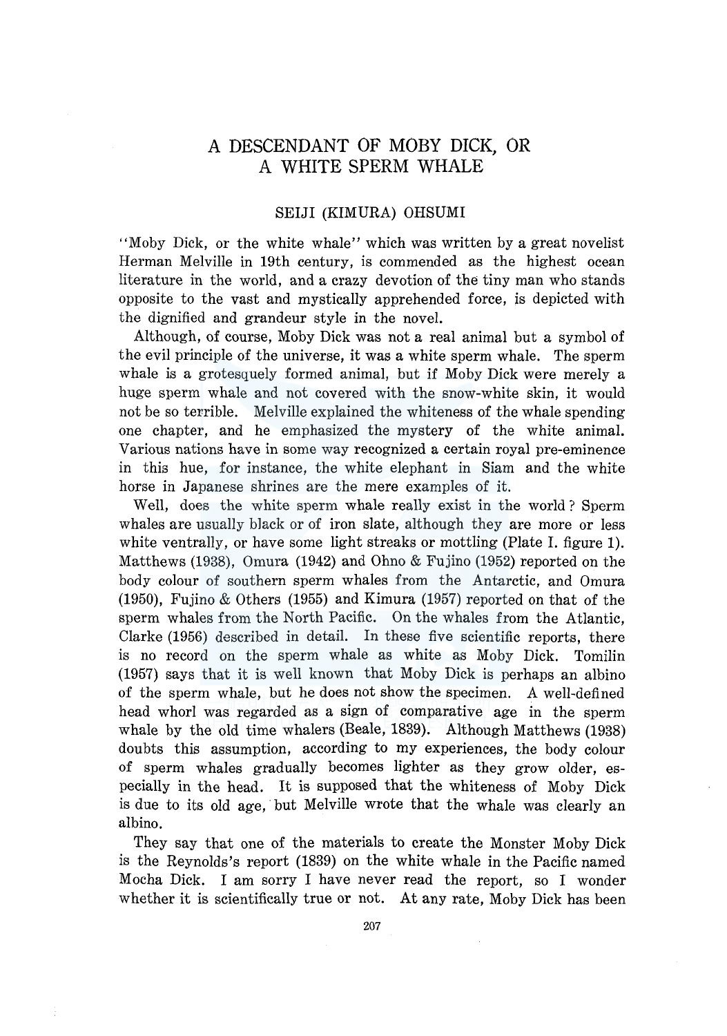# A DESCENDANT OF MOBY DICK, OR A WHITE SPERM WHALE

SEIJI (KIMURA) OHSUMI

"Moby Dick, or the white whale" which was written by a great novelist Herman Melville in 19th century, is commended as the highest ocean literature in the world, and a crazy devotion of the tiny man who stands opposite to the vast and mystically apprehended force, is depicted with the dignified and grandeur style in the novel.

Although, of course, Moby Dick was not a real animal but a symbol of the evil principle of the universe, it was a white sperm whale. The sperm whale is a grotesquely formed animal, but if Moby Dick were merely a huge sperm whale and not covered with the snow-white skin, it would not be so terrible. Melville explained the whiteness of the whale spending one chapter, and he emphasized the mystery of the white animal. Various nations have in some way recognized a certain royal pre-eminence in this hue, for instance, the white elephant in Siam and the white horse in Japanese shrines are the mere examples of it.

Well, does the white sperm whale really exist in the world? Sperm whales are usually black or of iron slate, although they are more or less white ventrally, or have some light streaks or mottling (Plate I. figure 1). Matthews (1938), Omura (1942) and Ohno & Fujino (1952) reported on the body colour of southern sperm whales from the Antarctic, and Omura (1950), Fujino & Others (1955) and Kimura (1957) reported on that of the sperm whales from the North Pacific. On the whales from the Atlantic, Clarke (1956) described in detail. In these five scientific reports, there is no record on the sperm whale as white as Moby Dick. Tomilin (1957) says that it is well known that Moby Dick is perhaps an albino of the sperm whale, but he does not show the specimen. A well-defined head whorl was regarded as a sign of comparative age in the sperm whale by the old time whalers (Beale, 1839). Although Matthews (1938) doubts this assumption, according to my experiences, the body colour of sperm whales gradually becomes lighter as they grow older, especially in the head. It is supposed that the whiteness of Moby Dick is due to its old age, but Melville wrote that the whale was clearly an albino.

They say that one of the materials to create the Monster Moby Dick is the Reynolds's report (1839) on the white whale in the Pacific named Mocha Dick. I am sorry I have never read the report, so I wonder whether it is scientifically true or not. At any rate, Moby Dick has been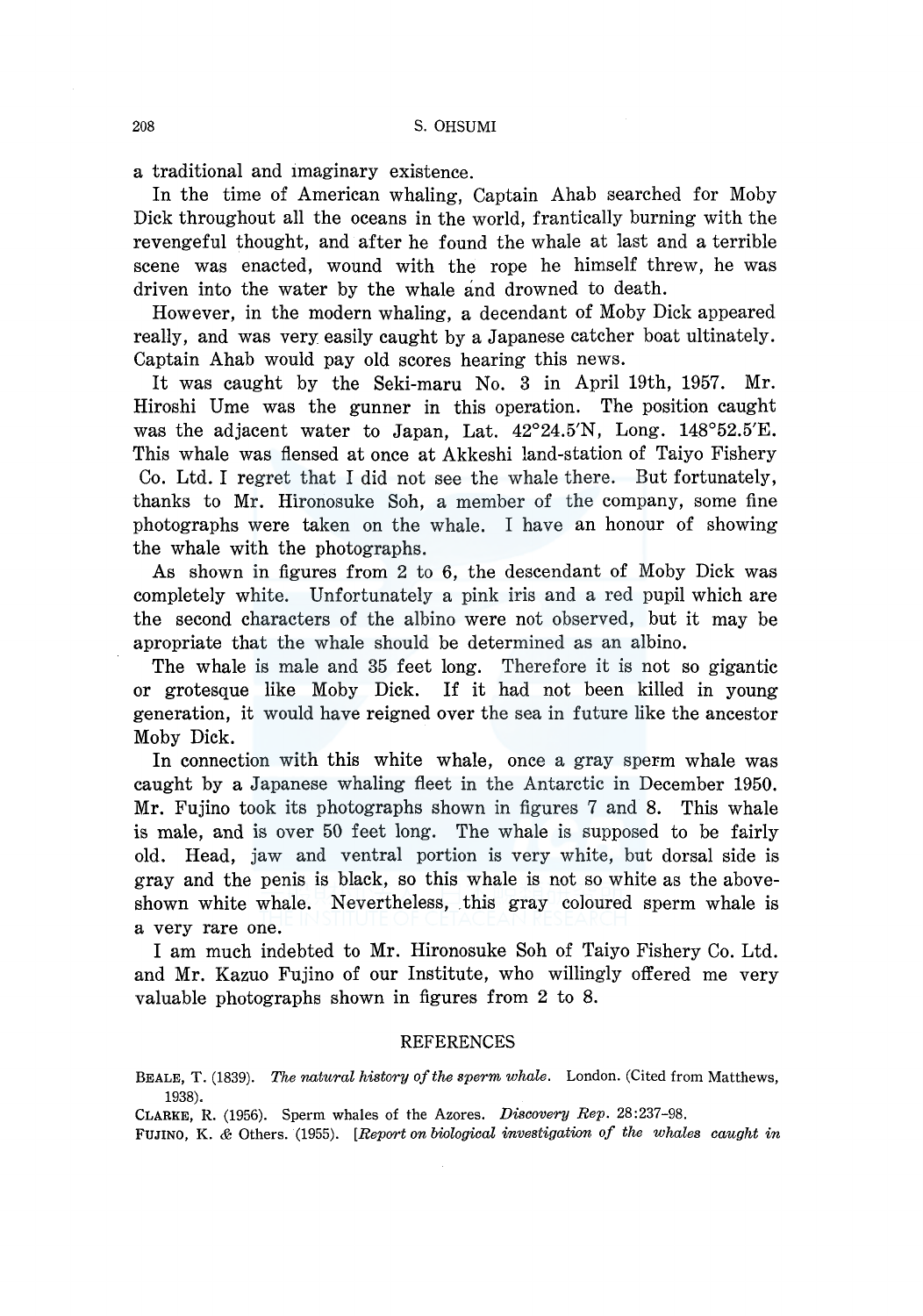a traditional and imaginary existence.

In the time of American whaling, Captain Ahab searched for Moby Dick throughout all the oceans in the world, frantically burning with the revengeful thought, and after he found the whale at last and a terrible scene was enacted, wound with the rope he himself threw, he was driven into the water by the whale and drowned to death.

However, in the modern whaling, a decendant of Moby Dick appeared really, and was very easily caught by a Japanese catcher boat ultinately. Captain Ahab would pay old scores hearing this news.

It was caught by the Seki-maru No. 3 in April 19th, 1957. Mr. Hiroshi Ume was the gunner in this operation. The position caught was the adjacent water to Japan, Lat. 42°24.5′N, Long. 148°52.5′E. This whale was flensed at once at Akkeshi land-station of Taiyo Fishery Co. Ltd. I regret that I did not see the whale there. But fortunately, thanks to Mr. Hironosuke Soh, a member of the company, some fine photographs were taken on the whale. I have an honour of showing the whale with the photographs.

As shown in figures from 2 to 6, the descendant of Moby Dick was completely white. Unfortunately a pink iris and a red pupil which are the second characters of the albino were not observed, but it may be apropriate that the whale should be determined as an albino.

The whale is male and 35 feet long. Therefore it is not so gigantic or grotesque like Moby Dick. If it had not been killed in young generation, it would have reigned over the sea in future like the ancestor Moby Dick.

In connection with this white whale, once a gray sperm whale was caught by a Japanese whaling fleet in the Antarctic in December 1950. Mr. Fujino took its photographs shown in figures 7 and 8. This whale is male, and is over 50 feet long. The whale is supposed to be fairly old. Head, jaw and ventral portion is very white, but dorsal side is gray and the penis is black, so this whale is not so white as the above-shown white whale. Nevertheless, this gray coloured sperm whale is a very rare one.

I am much indebted to Mr. Hironosuke Soh of Taiyo Fishery Co. Ltd. and Mr. Kazuo Fujino of our Institute, who willingly offered me very valuable photographs shown in figures from 2 to 8.

## REFERENCES

BEALE, T. (1839). *The natural history of the sperm whale.* London. (Cited from Matthews, 1938).

CLARKE, R. (1956). Sperm whales of the Azores. *Discovery Rep.* 28:237–98.

FUJINO, K. & Others. (1955). [*Report on biological investigation of the whales caught in*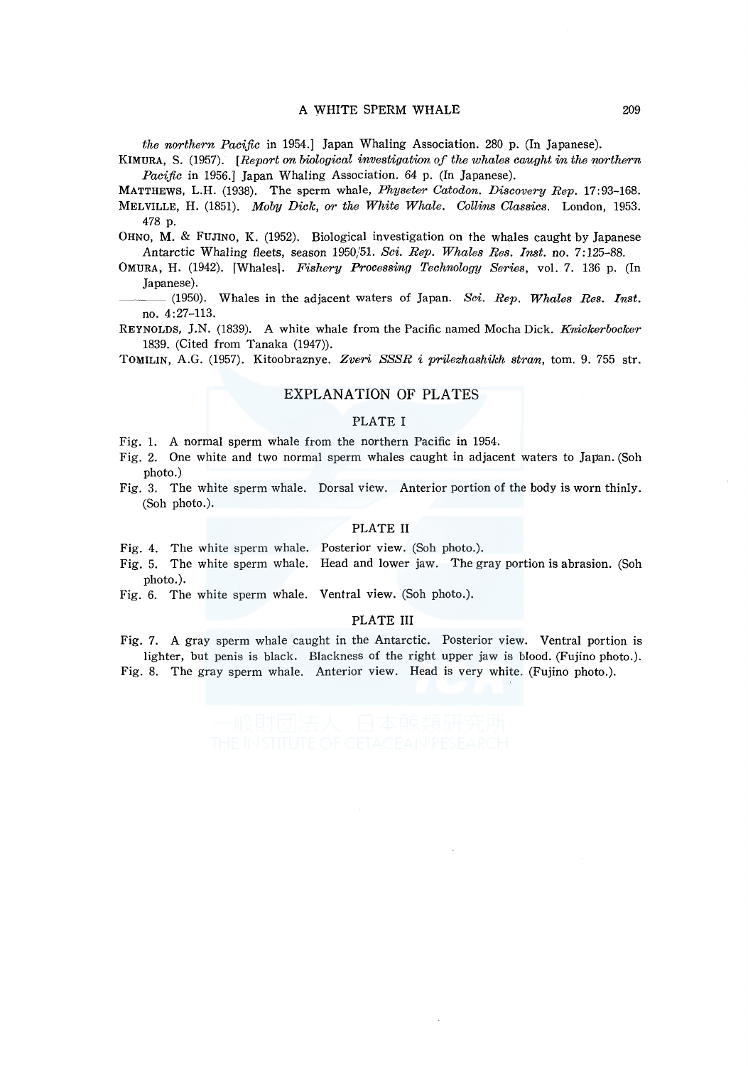*the northern Pacific* in 1954.] Japan Whaling Association. 280 p. (In Japanese).

KIMURA, S. (1957). [*Report on biological investigation of the whales caught in the northern Pacific* in 1956.] Japan Whaling Association. 64 p. (In Japanese).

MATTHEWS, L.H. (1938). The sperm whale, *Physeter Catodon*. *Discovery Rep.* 17:93–168.

MELVILLE, H. (1851). *Moby Dick, or the White Whale*. *Collins Classics*. London, 1953. 478 p.

OHNO, M. & FUJINO, K. (1952). Biological investigation on the whales caught by Japanese Antarctic Whaling fleets, season 1950/51. *Sci. Rep. Whales Res. Inst.* no. 7:125–88.

OMURA, H. (1942). [Whales]. *Fishery Processing Technology Series*, vol. 7. 136 p. (In Japanese).

——— (1950). Whales in the adjacent waters of Japan. *Sci. Rep. Whales Res. Inst.* no. 4:27–113.

REYNOLDS, J.N. (1839). A white whale from the Pacific named Mocha Dick. *Knickerbocker* 1839. (Cited from Tanaka (1947)).

TOMILIN, A.G. (1957). Kitoobraznye. *Zveri SSSR i prilezhashikh stran*, tom. 9. 755 str.

## EXPLANATION OF PLATES

### PLATE I

Fig. 1. A normal sperm whale from the northern Pacific in 1954.

Fig. 2. One white and two normal sperm whales caught in adjacent waters to Japan. (Soh photo.)

Fig. 3. The white sperm whale. Dorsal view. Anterior portion of the body is worn thinly. (Soh photo.).

### PLATE II

Fig. 4. The white sperm whale. Posterior view. (Soh photo.).

Fig. 5. The white sperm whale. Head and lower jaw. The gray portion is abrasion. (Soh photo.).

Fig. 6. The white sperm whale. Ventral view. (Soh photo.).

### PLATE III

Fig. 7. A gray sperm whale caught in the Antarctic. Posterior view. Ventral portion is lighter, but penis is black. Blackness of the right upper jaw is blood. (Fujino photo.).

Fig. 8. The gray sperm whale. Anterior view. Head is very white. (Fujino photo.).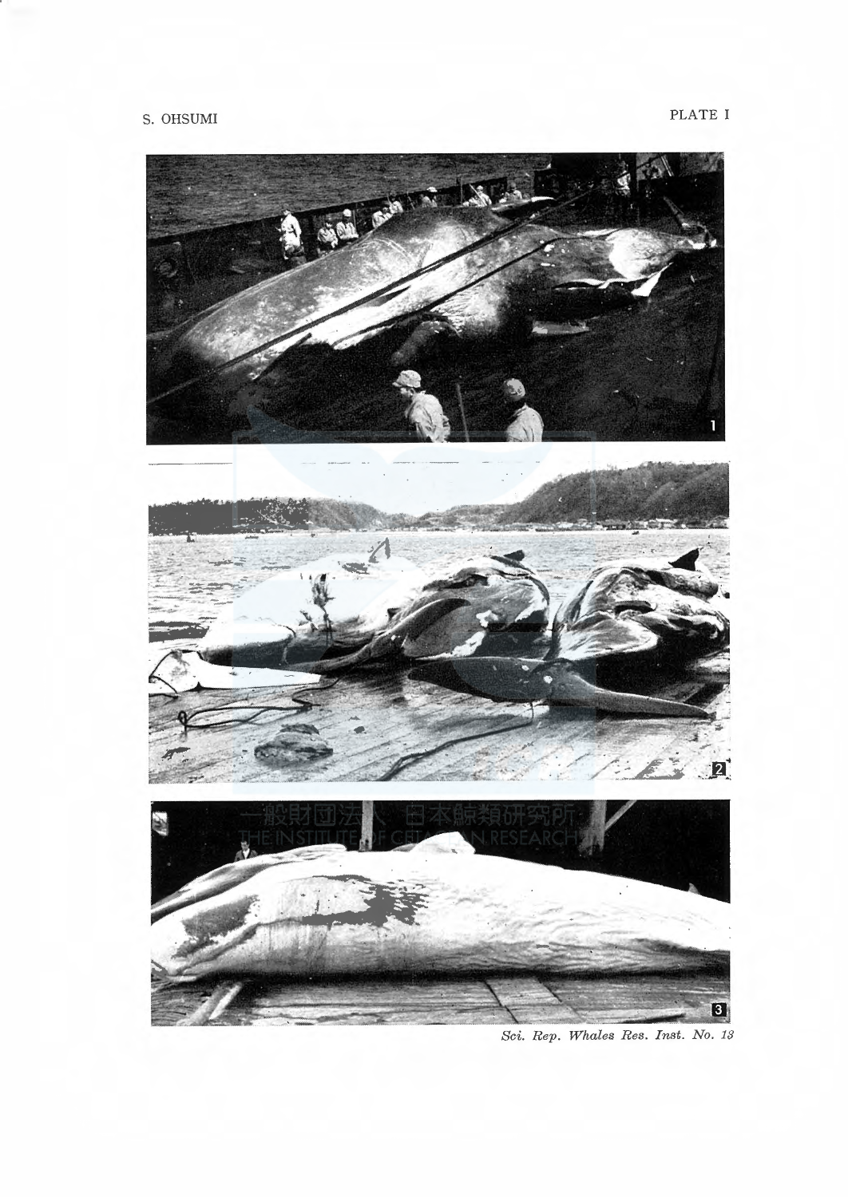PLATE I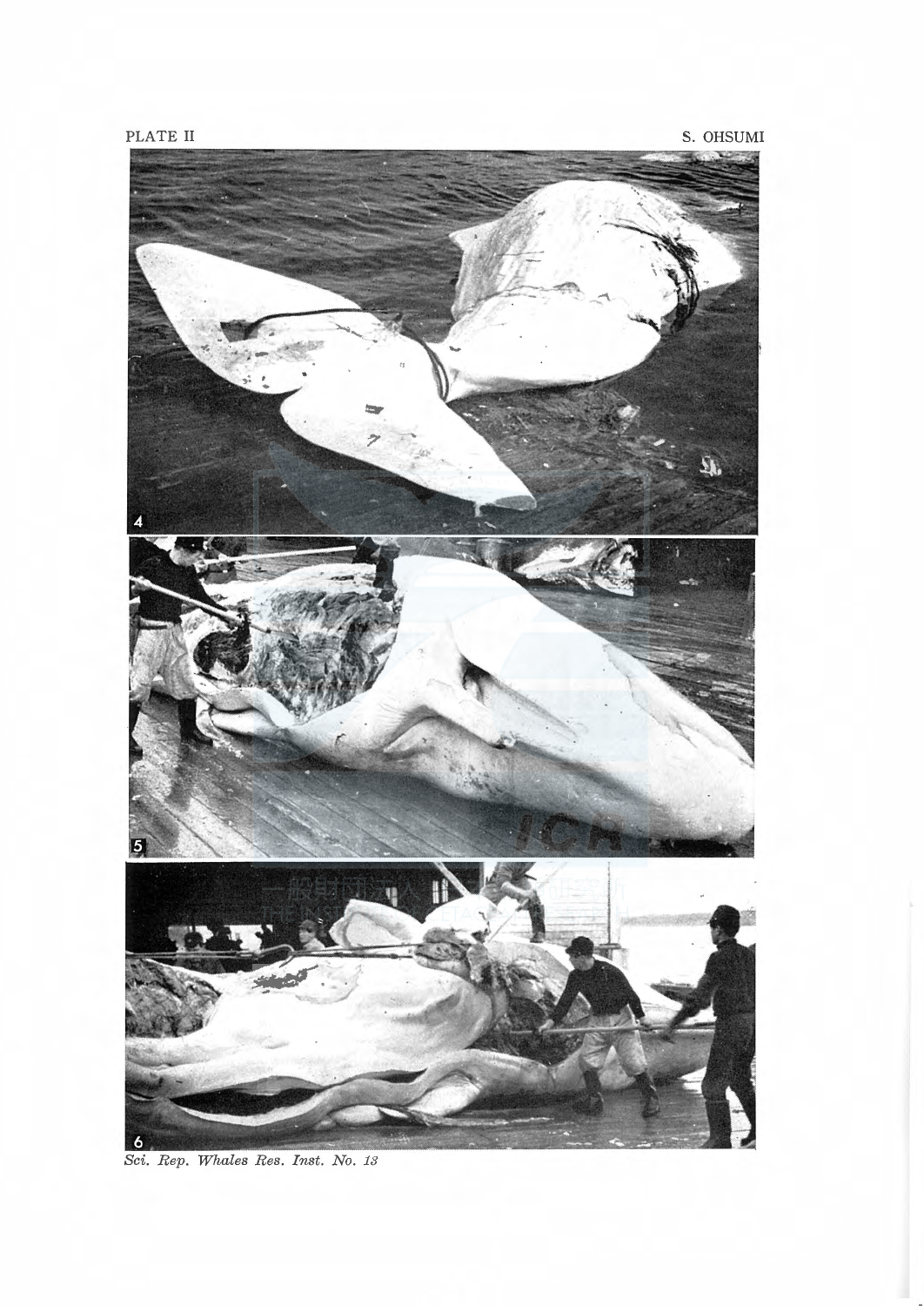PLATE II

4

5

6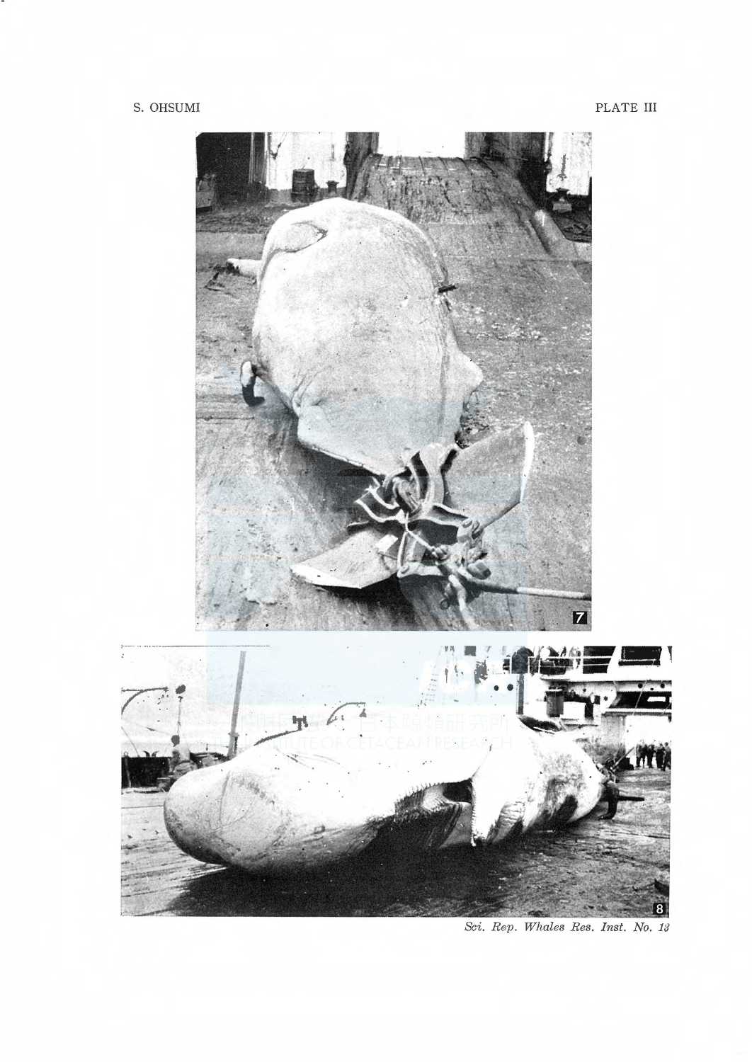PLATE III